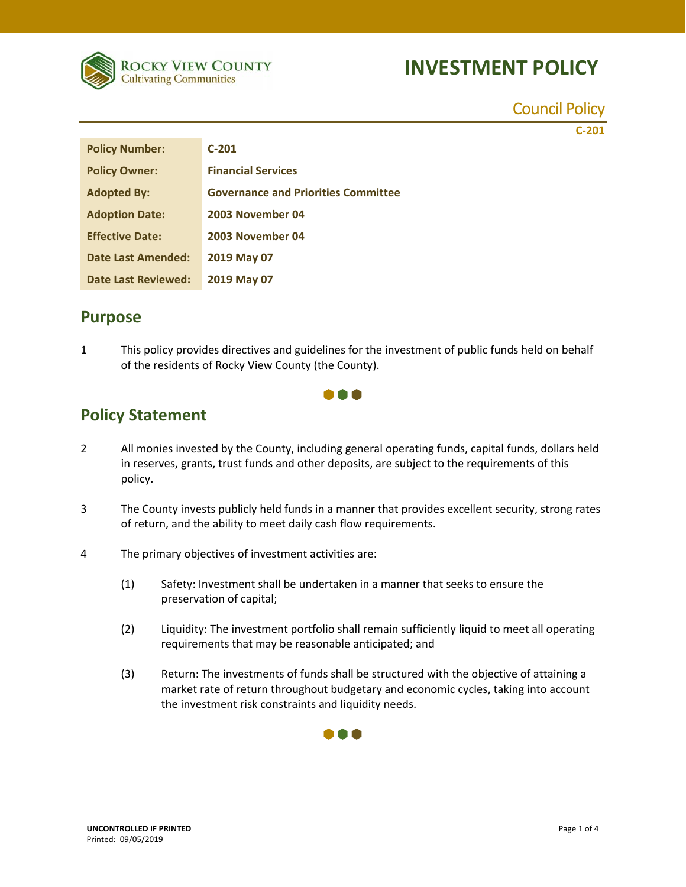# INVESTMENT POLICY

Council Policy

C-201

| Policy Number: | C-201 |
| --- | --- |
| Policy Owner: | Financial Services |
| Adopted By: | Governance and Priorities Committee |
| Adoption Date: | 2003 November 04 |
| Effective Date: | 2003 November 04 |
| Date Last Amended: | 2019 May 07 |
| Date Last Reviewed: | 2019 May 07 |

## Purpose

1 This policy provides directives and guidelines for the investment of public funds held on behalf of the residents of Rocky View County (the County).

## Policy Statement

2 All monies invested by the County, including general operating funds, capital funds, dollars held in reserves, grants, trust funds and other deposits, are subject to the requirements of this policy.

3 The County invests publicly held funds in a manner that provides excellent security, strong rates of return, and the ability to meet daily cash flow requirements.

4 The primary objectives of investment activities are:

(1) Safety: Investment shall be undertaken in a manner that seeks to ensure the preservation of capital;

(2) Liquidity: The investment portfolio shall remain sufficiently liquid to meet all operating requirements that may be reasonable anticipated; and

(3) Return: The investments of funds shall be structured with the objective of attaining a market rate of return throughout budgetary and economic cycles, taking into account the investment risk constraints and liquidity needs.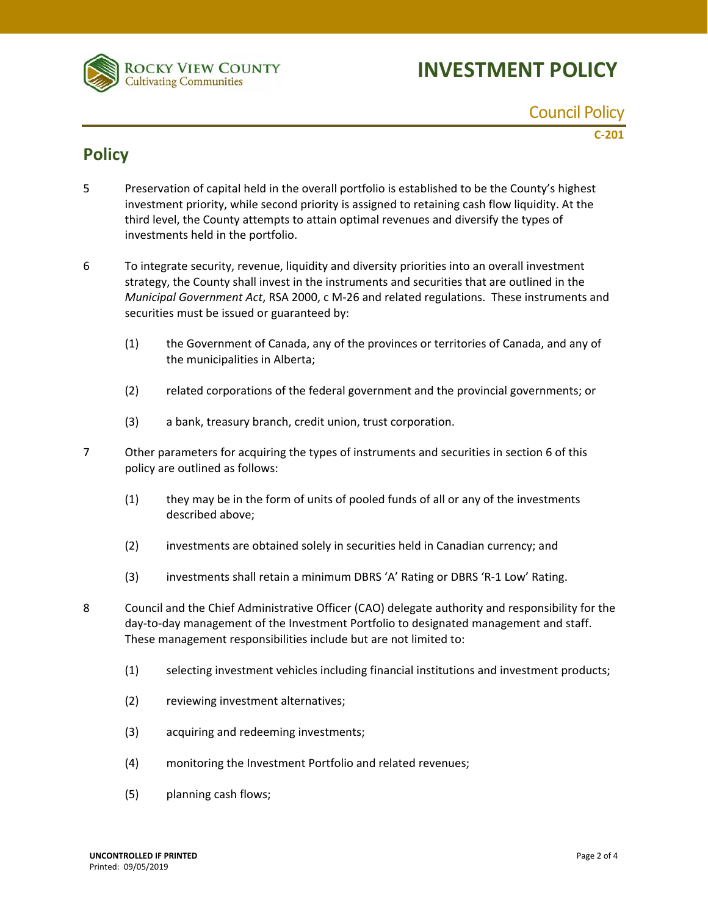## Policy

5 Preservation of capital held in the overall portfolio is established to be the County's highest investment priority, while second priority is assigned to retaining cash flow liquidity. At the third level, the County attempts to attain optimal revenues and diversify the types of investments held in the portfolio.

6 To integrate security, revenue, liquidity and diversity priorities into an overall investment strategy, the County shall invest in the instruments and securities that are outlined in the *Municipal Government Act*, RSA 2000, c M-26 and related regulations. These instruments and securities must be issued or guaranteed by:

   (1) the Government of Canada, any of the provinces or territories of Canada, and any of the municipalities in Alberta;

   (2) related corporations of the federal government and the provincial governments; or

   (3) a bank, treasury branch, credit union, trust corporation.

7 Other parameters for acquiring the types of instruments and securities in section 6 of this policy are outlined as follows:

   (1) they may be in the form of units of pooled funds of all or any of the investments described above;

   (2) investments are obtained solely in securities held in Canadian currency; and

   (3) investments shall retain a minimum DBRS 'A' Rating or DBRS 'R-1 Low' Rating.

8 Council and the Chief Administrative Officer (CAO) delegate authority and responsibility for the day-to-day management of the Investment Portfolio to designated management and staff. These management responsibilities include but are not limited to:

   (1) selecting investment vehicles including financial institutions and investment products;

   (2) reviewing investment alternatives;

   (3) acquiring and redeeming investments;

   (4) monitoring the Investment Portfolio and related revenues;

   (5) planning cash flows;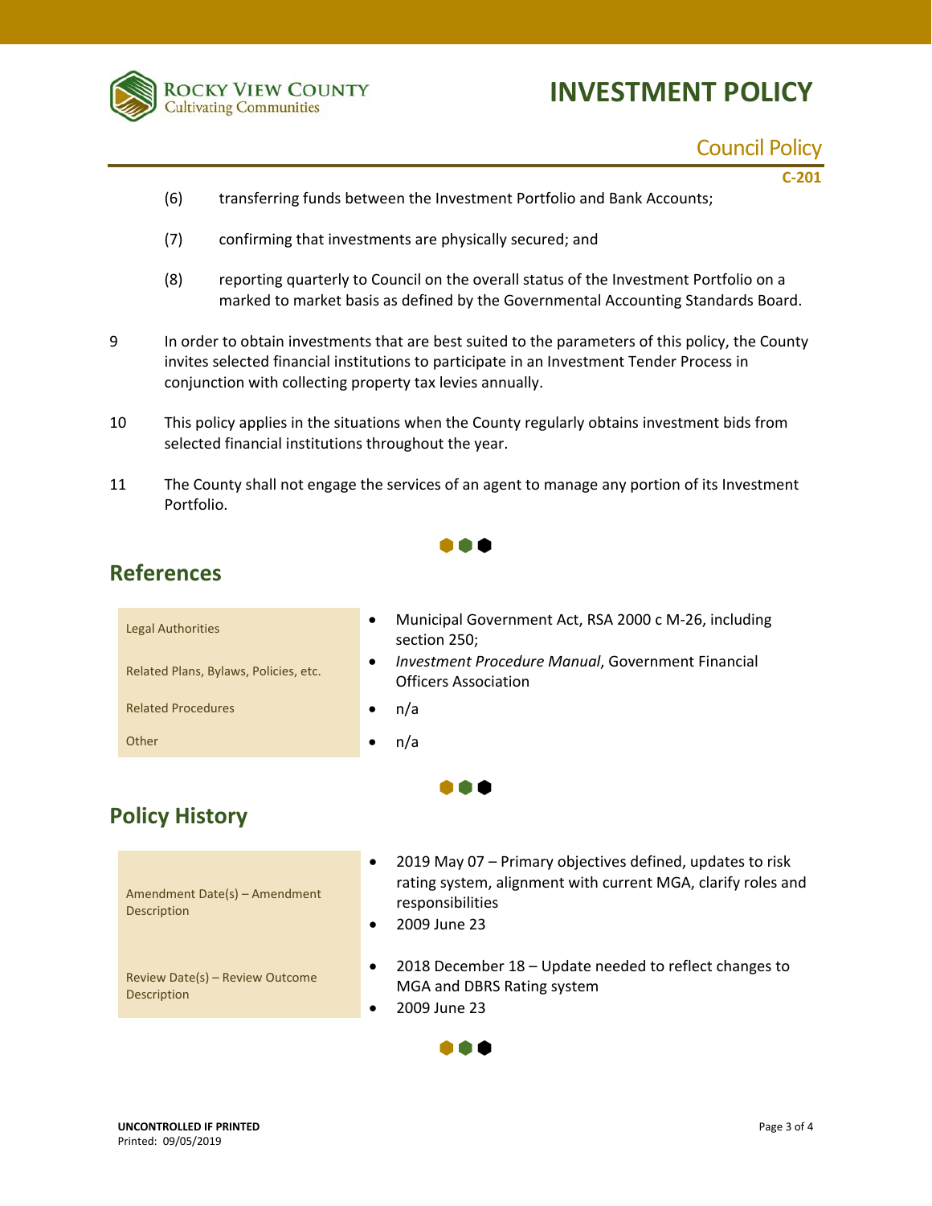(6) transferring funds between the Investment Portfolio and Bank Accounts;

(7) confirming that investments are physically secured; and

(8) reporting quarterly to Council on the overall status of the Investment Portfolio on a marked to market basis as defined by the Governmental Accounting Standards Board.

9 In order to obtain investments that are best suited to the parameters of this policy, the County invites selected financial institutions to participate in an Investment Tender Process in conjunction with collecting property tax levies annually.

10 This policy applies in the situations when the County regularly obtains investment bids from selected financial institutions throughout the year.

11 The County shall not engage the services of an agent to manage any portion of its Investment Portfolio.

## References

| | |
|---|---|
| Legal Authorities | • Municipal Government Act, RSA 2000 c M-26, including section 250; |
| Related Plans, Bylaws, Policies, etc. | • *Investment Procedure Manual*, Government Financial Officers Association |
| Related Procedures | • n/a |
| Other | • n/a |

## Policy History

| | |
|---|---|
| Amendment Date(s) – Amendment Description | • 2019 May 07 – Primary objectives defined, updates to risk rating system, alignment with current MGA, clarify roles and responsibilities<br>• 2009 June 23 |
| Review Date(s) – Review Outcome Description | • 2018 December 18 – Update needed to reflect changes to MGA and DBRS Rating system<br>• 2009 June 23 |

**UNCONTROLLED IF PRINTED**
Printed: 09/05/2019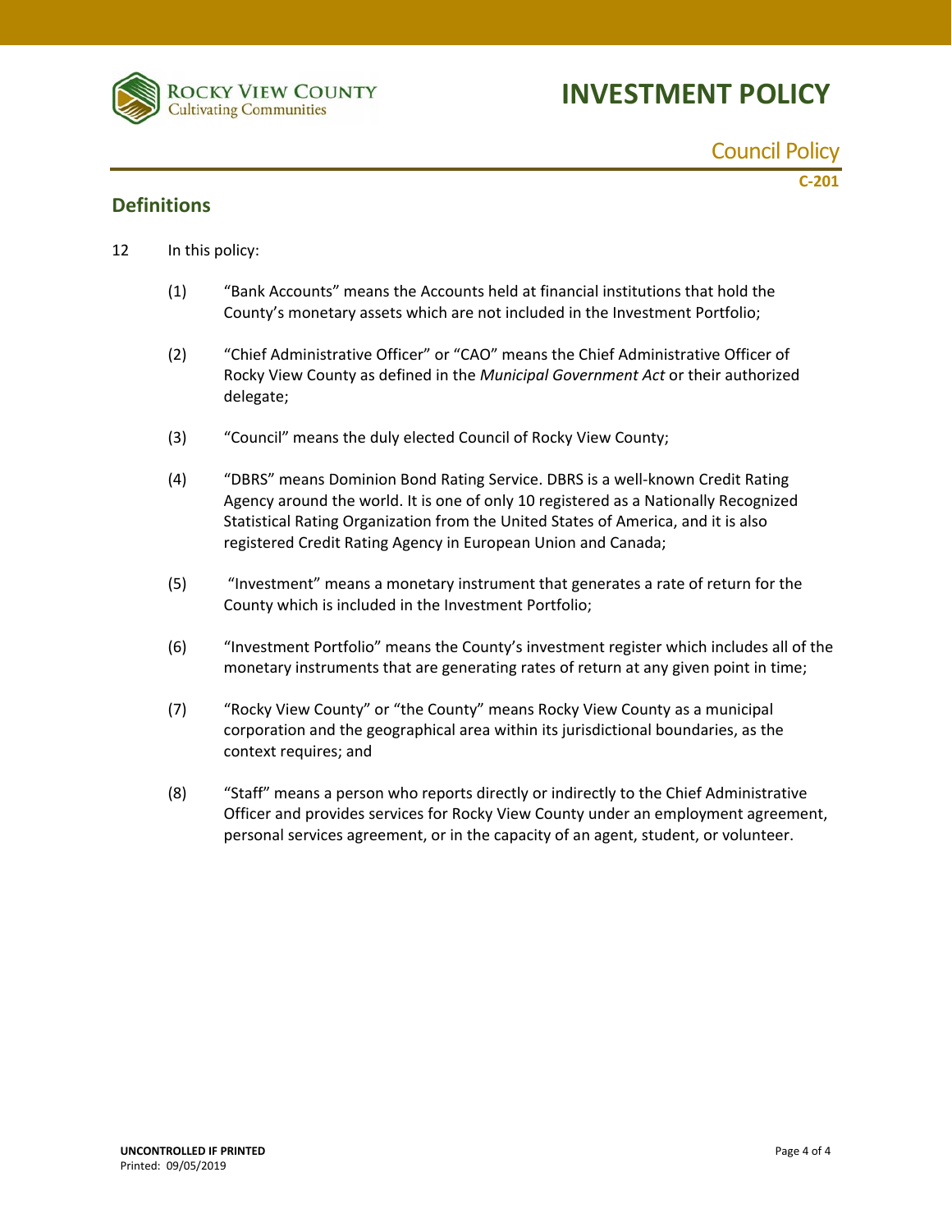## Definitions

12 In this policy:

(1) "Bank Accounts" means the Accounts held at financial institutions that hold the County's monetary assets which are not included in the Investment Portfolio;

(2) "Chief Administrative Officer" or "CAO" means the Chief Administrative Officer of Rocky View County as defined in the *Municipal Government Act* or their authorized delegate;

(3) "Council" means the duly elected Council of Rocky View County;

(4) "DBRS" means Dominion Bond Rating Service. DBRS is a well-known Credit Rating Agency around the world. It is one of only 10 registered as a Nationally Recognized Statistical Rating Organization from the United States of America, and it is also registered Credit Rating Agency in European Union and Canada;

(5) "Investment" means a monetary instrument that generates a rate of return for the County which is included in the Investment Portfolio;

(6) "Investment Portfolio" means the County's investment register which includes all of the monetary instruments that are generating rates of return at any given point in time;

(7) "Rocky View County" or "the County" means Rocky View County as a municipal corporation and the geographical area within its jurisdictional boundaries, as the context requires; and

(8) "Staff" means a person who reports directly or indirectly to the Chief Administrative Officer and provides services for Rocky View County under an employment agreement, personal services agreement, or in the capacity of an agent, student, or volunteer.